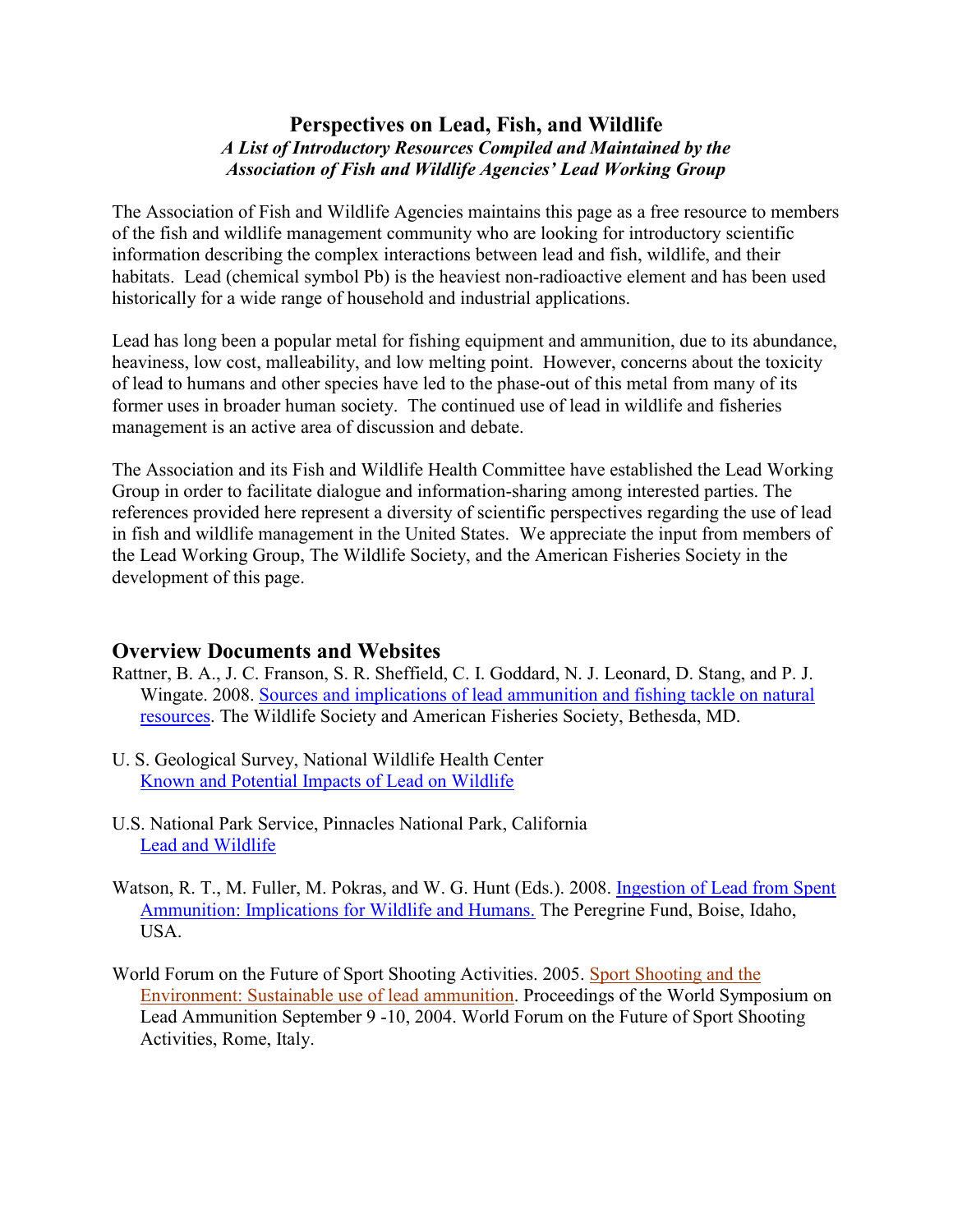# Perspectives on Lead, Fish, and Wildlife

***A List of Introductory Resources Compiled and Maintained by the Association of Fish and Wildlife Agencies' Lead Working Group***

The Association of Fish and Wildlife Agencies maintains this page as a free resource to members of the fish and wildlife management community who are looking for introductory scientific information describing the complex interactions between lead and fish, wildlife, and their habitats. Lead (chemical symbol Pb) is the heaviest non-radioactive element and has been used historically for a wide range of household and industrial applications.

Lead has long been a popular metal for fishing equipment and ammunition, due to its abundance, heaviness, low cost, malleability, and low melting point. However, concerns about the toxicity of lead to humans and other species have led to the phase-out of this metal from many of its former uses in broader human society. The continued use of lead in wildlife and fisheries management is an active area of discussion and debate.

The Association and its Fish and Wildlife Health Committee have established the Lead Working Group in order to facilitate dialogue and information-sharing among interested parties. The references provided here represent a diversity of scientific perspectives regarding the use of lead in fish and wildlife management in the United States. We appreciate the input from members of the Lead Working Group, The Wildlife Society, and the American Fisheries Society in the development of this page.

## Overview Documents and Websites

Rattner, B. A., J. C. Franson, S. R. Sheffield, C. I. Goddard, N. J. Leonard, D. Stang, and P. J. Wingate. 2008. Sources and implications of lead ammunition and fishing tackle on natural resources. The Wildlife Society and American Fisheries Society, Bethesda, MD.

U. S. Geological Survey, National Wildlife Health Center
Known and Potential Impacts of Lead on Wildlife

U.S. National Park Service, Pinnacles National Park, California
Lead and Wildlife

Watson, R. T., M. Fuller, M. Pokras, and W. G. Hunt (Eds.). 2008. Ingestion of Lead from Spent Ammunition: Implications for Wildlife and Humans. The Peregrine Fund, Boise, Idaho, USA.

World Forum on the Future of Sport Shooting Activities. 2005. Sport Shooting and the Environment: Sustainable use of lead ammunition. Proceedings of the World Symposium on Lead Ammunition September 9 -10, 2004. World Forum on the Future of Sport Shooting Activities, Rome, Italy.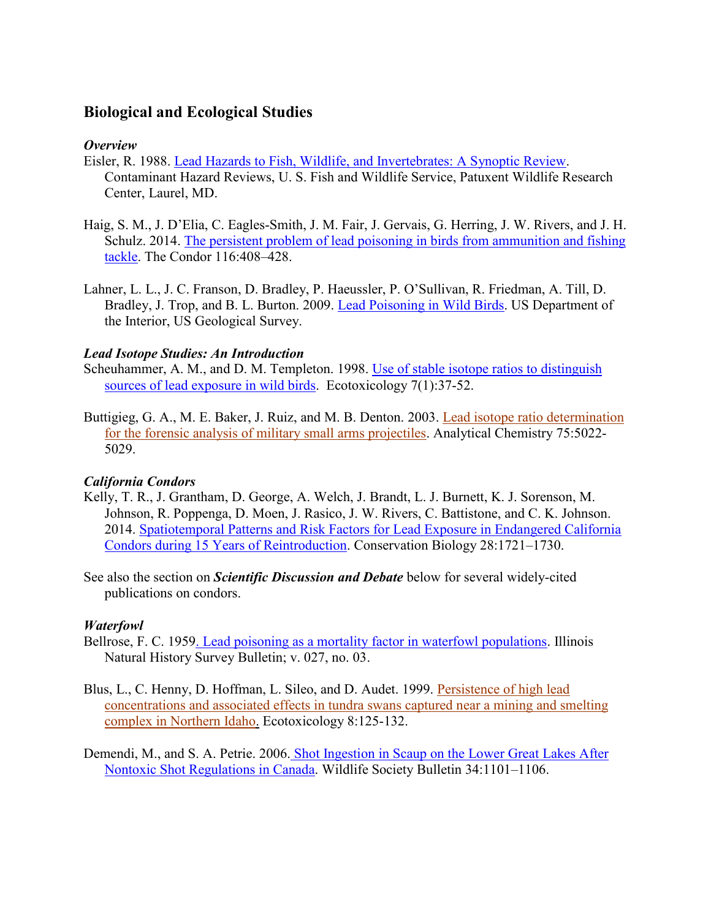## Biological and Ecological Studies

### *Overview*

Eisler, R. 1988. Lead Hazards to Fish, Wildlife, and Invertebrates: A Synoptic Review. Contaminant Hazard Reviews, U. S. Fish and Wildlife Service, Patuxent Wildlife Research Center, Laurel, MD.

Haig, S. M., J. D'Elia, C. Eagles-Smith, J. M. Fair, J. Gervais, G. Herring, J. W. Rivers, and J. H. Schulz. 2014. The persistent problem of lead poisoning in birds from ammunition and fishing tackle. The Condor 116:408–428.

Lahner, L. L., J. C. Franson, D. Bradley, P. Haeussler, P. O'Sullivan, R. Friedman, A. Till, D. Bradley, J. Trop, and B. L. Burton. 2009. Lead Poisoning in Wild Birds. US Department of the Interior, US Geological Survey.

### *Lead Isotope Studies: An Introduction*

Scheuhammer, A. M., and D. M. Templeton. 1998. Use of stable isotope ratios to distinguish sources of lead exposure in wild birds. Ecotoxicology 7(1):37-52.

Buttigieg, G. A., M. E. Baker, J. Ruiz, and M. B. Denton. 2003. Lead isotope ratio determination for the forensic analysis of military small arms projectiles. Analytical Chemistry 75:5022-5029.

### *California Condors*

Kelly, T. R., J. Grantham, D. George, A. Welch, J. Brandt, L. J. Burnett, K. J. Sorenson, M. Johnson, R. Poppenga, D. Moen, J. Rasico, J. W. Rivers, C. Battistone, and C. K. Johnson. 2014. Spatiotemporal Patterns and Risk Factors for Lead Exposure in Endangered California Condors during 15 Years of Reintroduction. Conservation Biology 28:1721–1730.

See also the section on ***Scientific Discussion and Debate*** below for several widely-cited publications on condors.

### *Waterfowl*

Bellrose, F. C. 1959. Lead poisoning as a mortality factor in waterfowl populations. Illinois Natural History Survey Bulletin; v. 027, no. 03.

Blus, L., C. Henny, D. Hoffman, L. Sileo, and D. Audet. 1999. Persistence of high lead concentrations and associated effects in tundra swans captured near a mining and smelting complex in Northern Idaho. Ecotoxicology 8:125-132.

Demendi, M., and S. A. Petrie. 2006. Shot Ingestion in Scaup on the Lower Great Lakes After Nontoxic Shot Regulations in Canada. Wildlife Society Bulletin 34:1101–1106.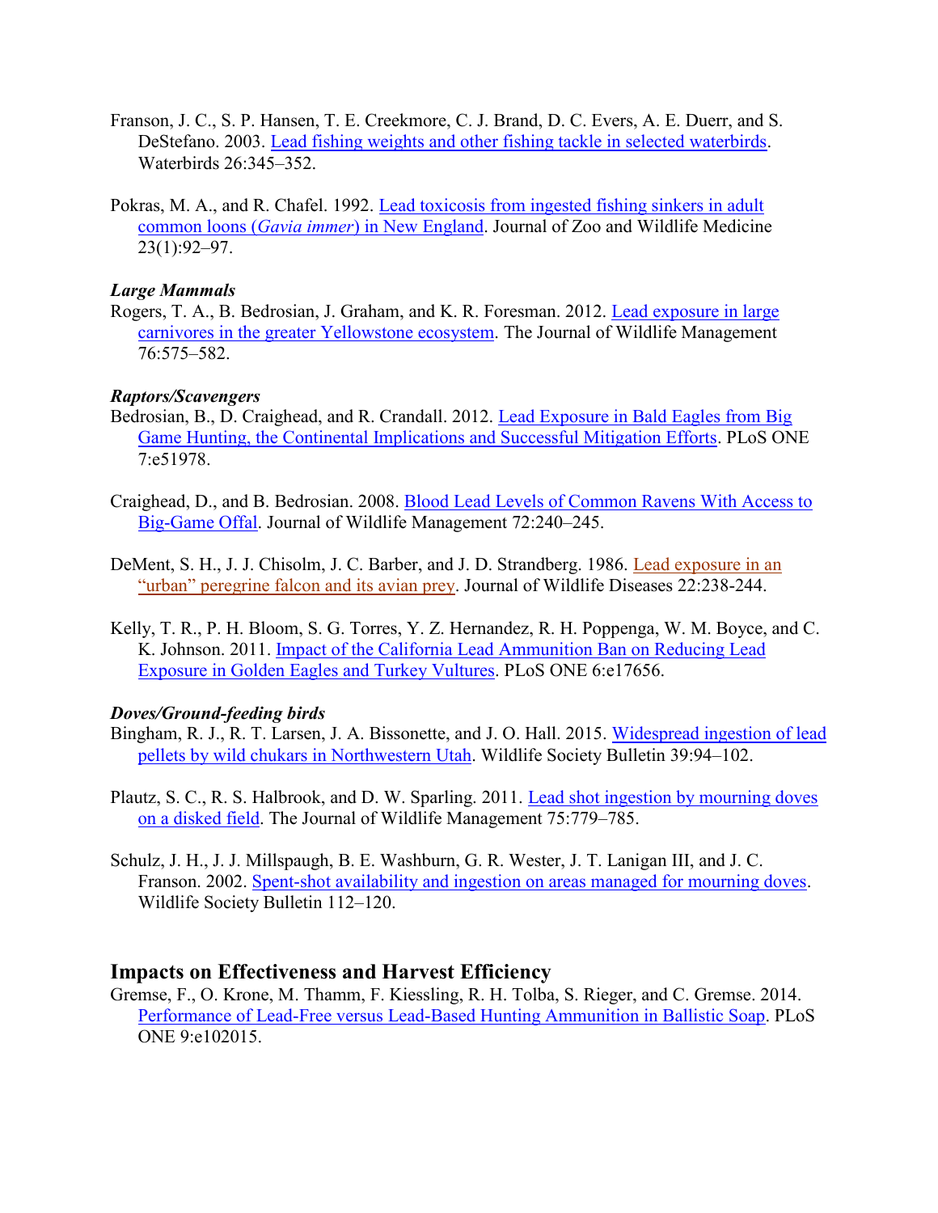Franson, J. C., S. P. Hansen, T. E. Creekmore, C. J. Brand, D. C. Evers, A. E. Duerr, and S. DeStefano. 2003. Lead fishing weights and other fishing tackle in selected waterbirds. Waterbirds 26:345–352.

Pokras, M. A., and R. Chafel. 1992. Lead toxicosis from ingested fishing sinkers in adult common loons (*Gavia immer*) in New England. Journal of Zoo and Wildlife Medicine 23(1):92–97.

***Large Mammals***

Rogers, T. A., B. Bedrosian, J. Graham, and K. R. Foresman. 2012. Lead exposure in large carnivores in the greater Yellowstone ecosystem. The Journal of Wildlife Management 76:575–582.

***Raptors/Scavengers***

Bedrosian, B., D. Craighead, and R. Crandall. 2012. Lead Exposure in Bald Eagles from Big Game Hunting, the Continental Implications and Successful Mitigation Efforts. PLoS ONE 7:e51978.

Craighead, D., and B. Bedrosian. 2008. Blood Lead Levels of Common Ravens With Access to Big-Game Offal. Journal of Wildlife Management 72:240–245.

DeMent, S. H., J. J. Chisolm, J. C. Barber, and J. D. Strandberg. 1986. Lead exposure in an "urban" peregrine falcon and its avian prey. Journal of Wildlife Diseases 22:238-244.

Kelly, T. R., P. H. Bloom, S. G. Torres, Y. Z. Hernandez, R. H. Poppenga, W. M. Boyce, and C. K. Johnson. 2011. Impact of the California Lead Ammunition Ban on Reducing Lead Exposure in Golden Eagles and Turkey Vultures. PLoS ONE 6:e17656.

***Doves/Ground-feeding birds***

Bingham, R. J., R. T. Larsen, J. A. Bissonette, and J. O. Hall. 2015. Widespread ingestion of lead pellets by wild chukars in Northwestern Utah. Wildlife Society Bulletin 39:94–102.

Plautz, S. C., R. S. Halbrook, and D. W. Sparling. 2011. Lead shot ingestion by mourning doves on a disked field. The Journal of Wildlife Management 75:779–785.

Schulz, J. H., J. J. Millspaugh, B. E. Washburn, G. R. Wester, J. T. Lanigan III, and J. C. Franson. 2002. Spent-shot availability and ingestion on areas managed for mourning doves. Wildlife Society Bulletin 112–120.

## Impacts on Effectiveness and Harvest Efficiency

Gremse, F., O. Krone, M. Thamm, F. Kiessling, R. H. Tolba, S. Rieger, and C. Gremse. 2014. Performance of Lead-Free versus Lead-Based Hunting Ammunition in Ballistic Soap. PLoS ONE 9:e102015.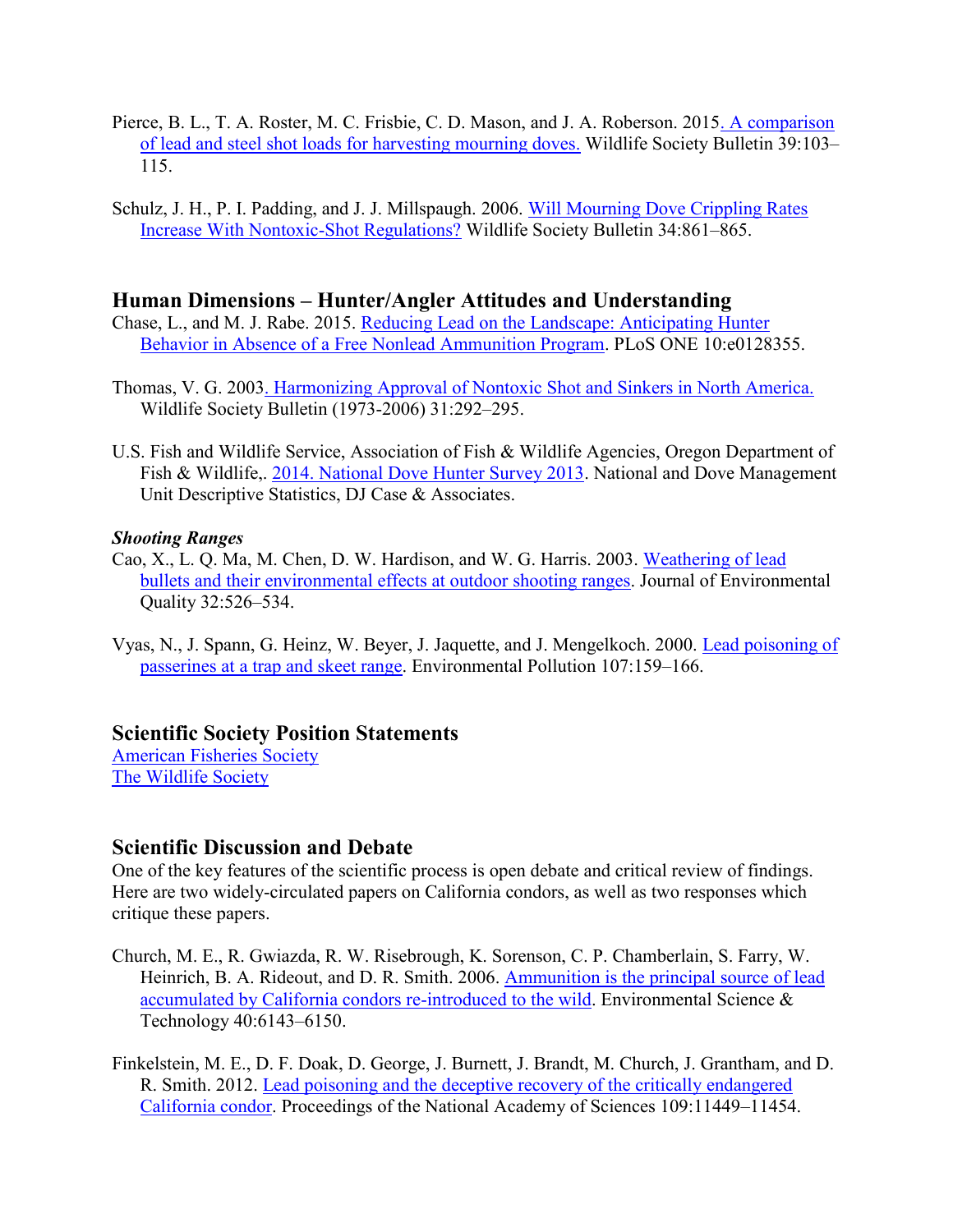Pierce, B. L., T. A. Roster, M. C. Frisbie, C. D. Mason, and J. A. Roberson. 2015. A comparison of lead and steel shot loads for harvesting mourning doves. Wildlife Society Bulletin 39:103–115.

Schulz, J. H., P. I. Padding, and J. J. Millspaugh. 2006. Will Mourning Dove Crippling Rates Increase With Nontoxic-Shot Regulations? Wildlife Society Bulletin 34:861–865.

## Human Dimensions – Hunter/Angler Attitudes and Understanding

Chase, L., and M. J. Rabe. 2015. Reducing Lead on the Landscape: Anticipating Hunter Behavior in Absence of a Free Nonlead Ammunition Program. PLoS ONE 10:e0128355.

Thomas, V. G. 2003. Harmonizing Approval of Nontoxic Shot and Sinkers in North America. Wildlife Society Bulletin (1973-2006) 31:292–295.

U.S. Fish and Wildlife Service, Association of Fish & Wildlife Agencies, Oregon Department of Fish & Wildlife,. 2014. National Dove Hunter Survey 2013. National and Dove Management Unit Descriptive Statistics, DJ Case & Associates.

***Shooting Ranges***

Cao, X., L. Q. Ma, M. Chen, D. W. Hardison, and W. G. Harris. 2003. Weathering of lead bullets and their environmental effects at outdoor shooting ranges. Journal of Environmental Quality 32:526–534.

Vyas, N., J. Spann, G. Heinz, W. Beyer, J. Jaquette, and J. Mengelkoch. 2000. Lead poisoning of passerines at a trap and skeet range. Environmental Pollution 107:159–166.

## Scientific Society Position Statements

American Fisheries Society
The Wildlife Society

## Scientific Discussion and Debate

One of the key features of the scientific process is open debate and critical review of findings. Here are two widely-circulated papers on California condors, as well as two responses which critique these papers.

Church, M. E., R. Gwiazda, R. W. Risebrough, K. Sorenson, C. P. Chamberlain, S. Farry, W. Heinrich, B. A. Rideout, and D. R. Smith. 2006. Ammunition is the principal source of lead accumulated by California condors re-introduced to the wild. Environmental Science & Technology 40:6143–6150.

Finkelstein, M. E., D. F. Doak, D. George, J. Burnett, J. Brandt, M. Church, J. Grantham, and D. R. Smith. 2012. Lead poisoning and the deceptive recovery of the critically endangered California condor. Proceedings of the National Academy of Sciences 109:11449–11454.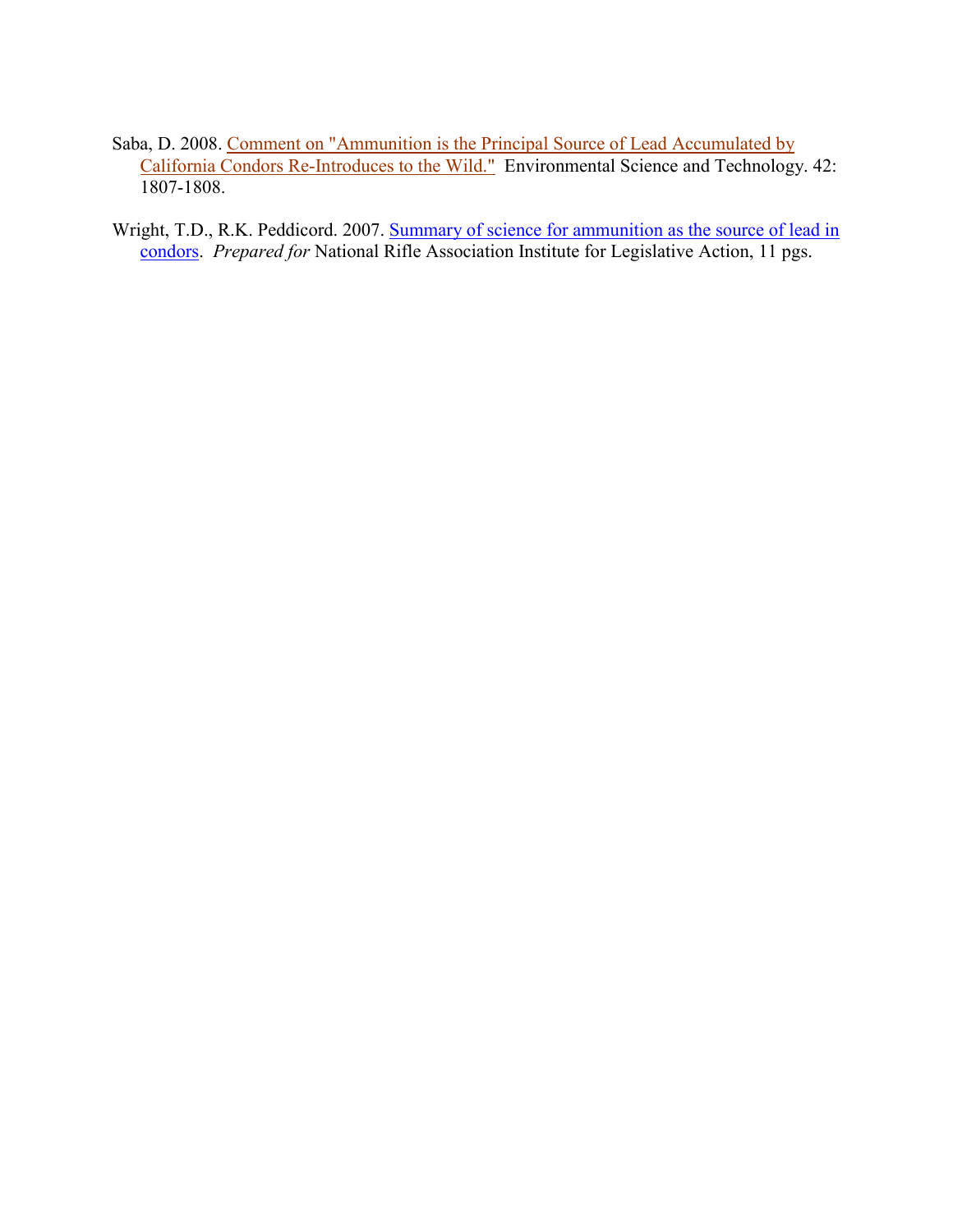Saba, D. 2008. Comment on "Ammunition is the Principal Source of Lead Accumulated by California Condors Re-Introduces to the Wild." Environmental Science and Technology. 42: 1807-1808.

Wright, T.D., R.K. Peddicord. 2007. Summary of science for ammunition as the source of lead in condors. *Prepared for* National Rifle Association Institute for Legislative Action, 11 pgs.